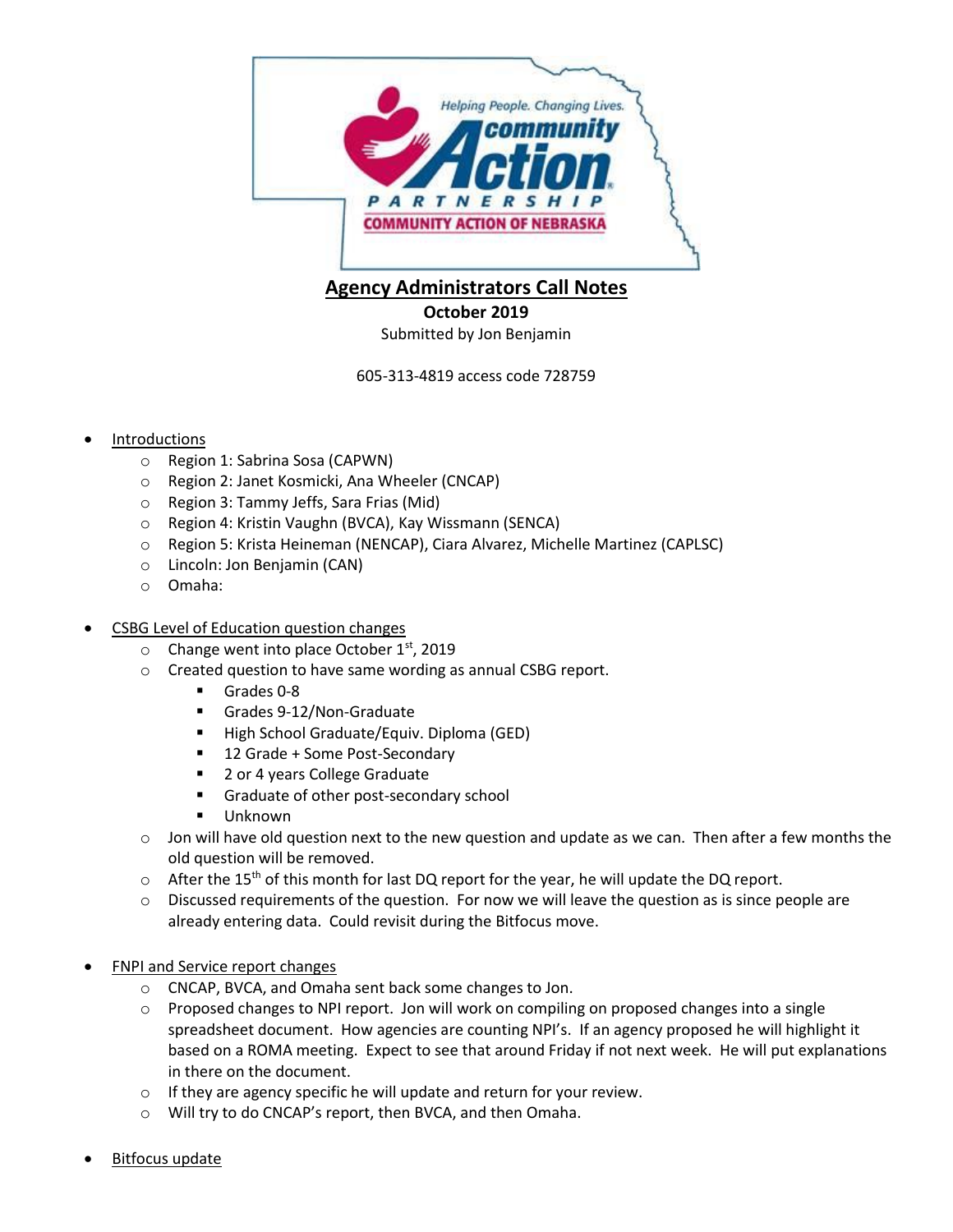# Agency Administrators Call Notes

**October 2019**

Submitted by Jon Benjamin

605-313-4819 access code 728759

- Introductions
  - Region 1: Sabrina Sosa (CAPWN)
  - Region 2: Janet Kosmicki, Ana Wheeler (CNCAP)
  - Region 3: Tammy Jeffs, Sara Frias (Mid)
  - Region 4: Kristin Vaughn (BVCA), Kay Wissmann (SENCA)
  - Region 5: Krista Heineman (NENCAP), Ciara Alvarez, Michelle Martinez (CAPLSC)
  - Lincoln: Jon Benjamin (CAN)
  - Omaha:

- CSBG Level of Education question changes
  - Change went into place October 1st, 2019
  - Created question to have same wording as annual CSBG report.
    - Grades 0-8
    - Grades 9-12/Non-Graduate
    - High School Graduate/Equiv. Diploma (GED)
    - 12 Grade + Some Post-Secondary
    - 2 or 4 years College Graduate
    - Graduate of other post-secondary school
    - Unknown
  - Jon will have old question next to the new question and update as we can. Then after a few months the old question will be removed.
  - After the 15th of this month for last DQ report for the year, he will update the DQ report.
  - Discussed requirements of the question. For now we will leave the question as is since people are already entering data. Could revisit during the Bitfocus move.

- FNPI and Service report changes
  - CNCAP, BVCA, and Omaha sent back some changes to Jon.
  - Proposed changes to NPI report. Jon will work on compiling on proposed changes into a single spreadsheet document. How agencies are counting NPI's. If an agency proposed he will highlight it based on a ROMA meeting. Expect to see that around Friday if not next week. He will put explanations in there on the document.
  - If they are agency specific he will update and return for your review.
  - Will try to do CNCAP's report, then BVCA, and then Omaha.

- Bitfocus update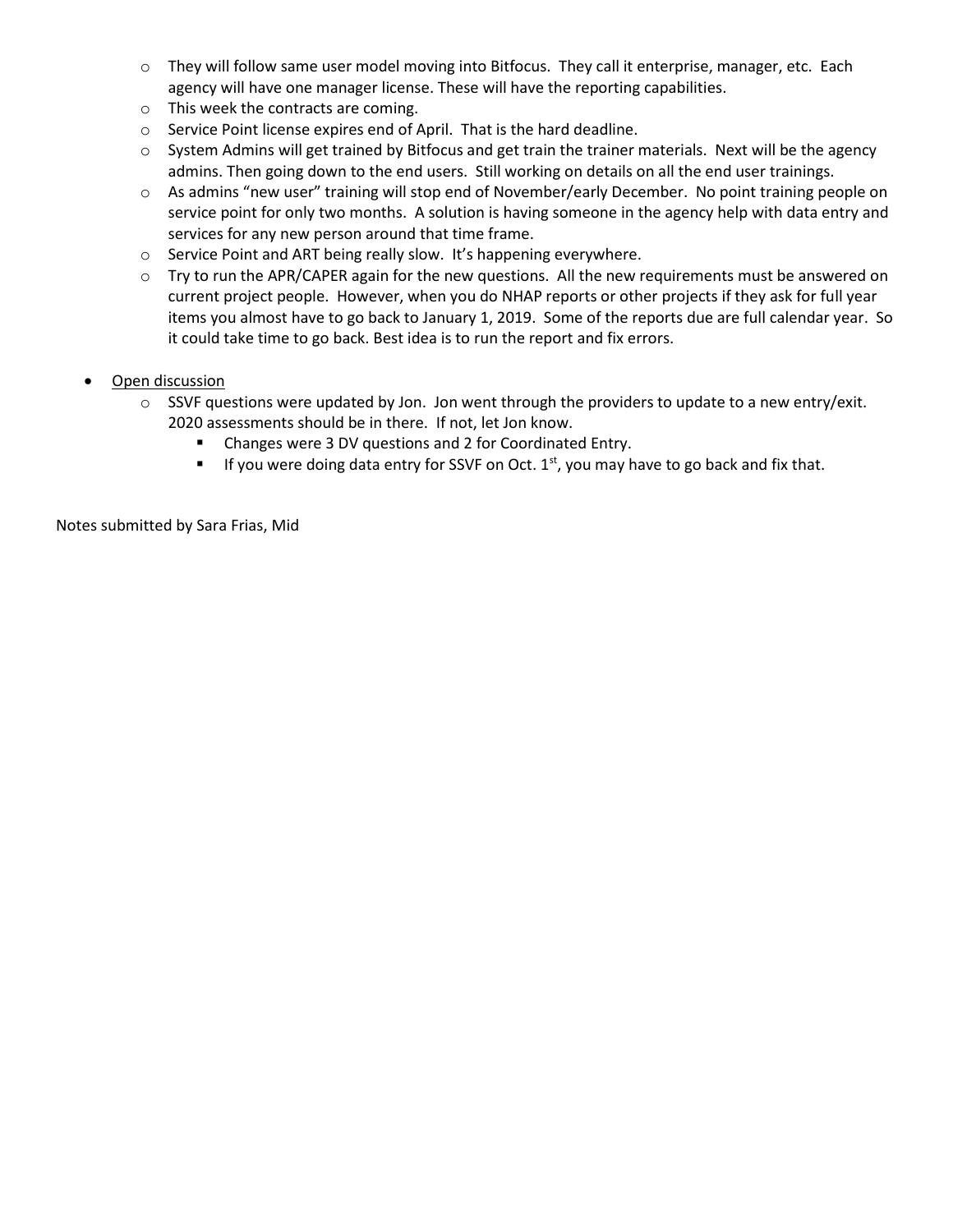- They will follow same user model moving into Bitfocus. They call it enterprise, manager, etc. Each agency will have one manager license. These will have the reporting capabilities.
- This week the contracts are coming.
- Service Point license expires end of April. That is the hard deadline.
- System Admins will get trained by Bitfocus and get train the trainer materials. Next will be the agency admins. Then going down to the end users. Still working on details on all the end user trainings.
- As admins "new user" training will stop end of November/early December. No point training people on service point for only two months. A solution is having someone in the agency help with data entry and services for any new person around that time frame.
- Service Point and ART being really slow. It's happening everywhere.
- Try to run the APR/CAPER again for the new questions. All the new requirements must be answered on current project people. However, when you do NHAP reports or other projects if they ask for full year items you almost have to go back to January 1, 2019. Some of the reports due are full calendar year. So it could take time to go back. Best idea is to run the report and fix errors.

- Open discussion
  - SSVF questions were updated by Jon. Jon went through the providers to update to a new entry/exit. 2020 assessments should be in there. If not, let Jon know.
    - Changes were 3 DV questions and 2 for Coordinated Entry.
    - If you were doing data entry for SSVF on Oct. 1st, you may have to go back and fix that.

Notes submitted by Sara Frias, Mid